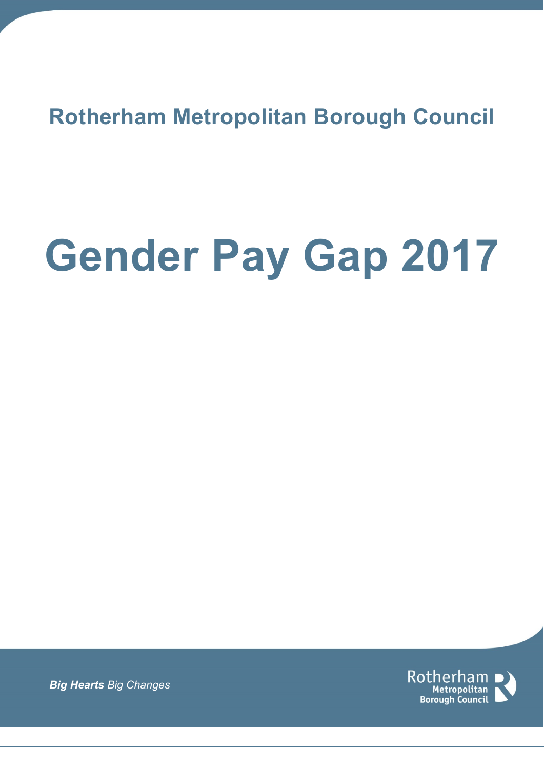## Rotherham Metropolitan Borough Council

# Gender Pay Gap 2017

***Big Hearts*** *Big Changes*

Rotherham Metropolitan Borough Council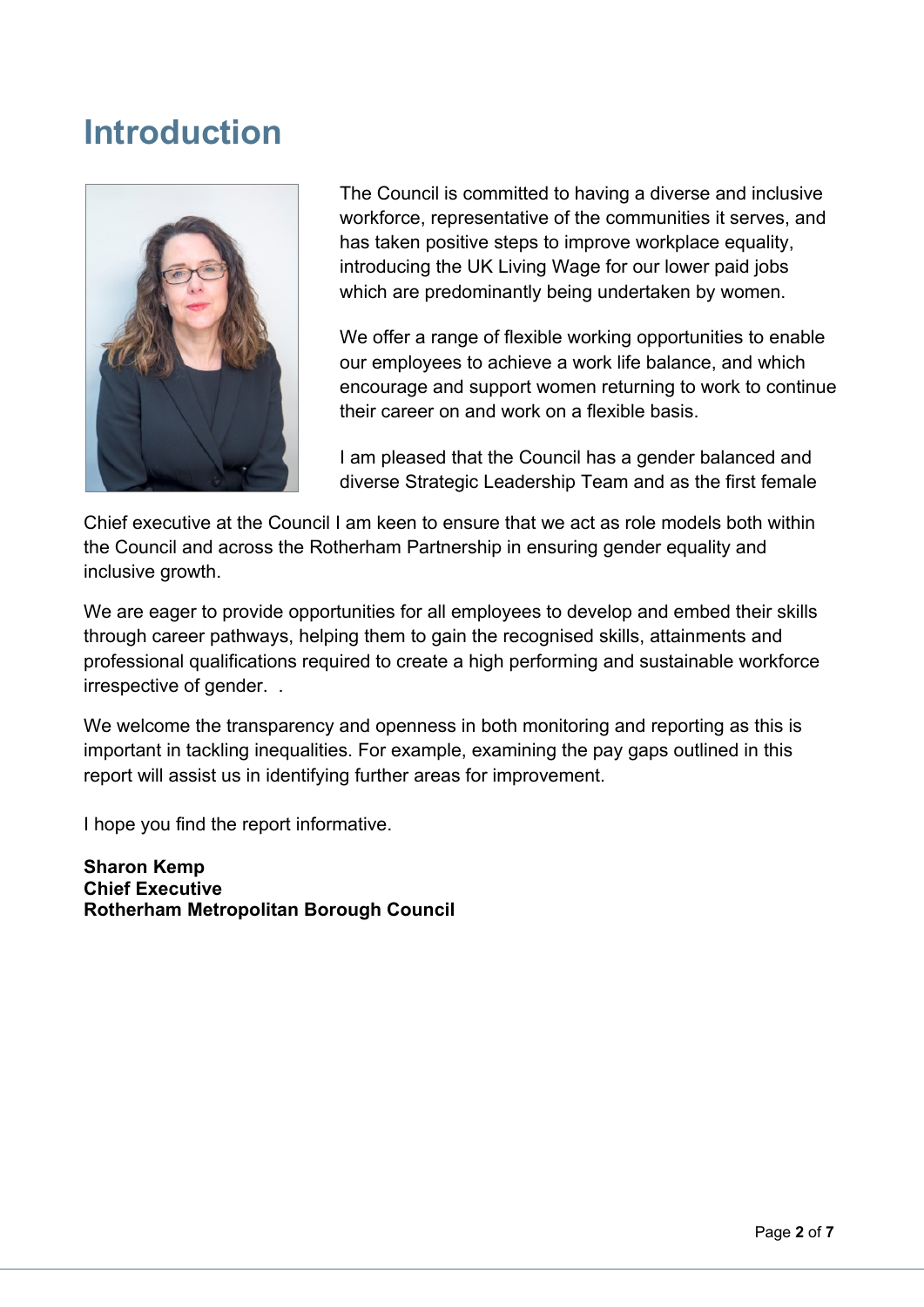# Introduction

The Council is committed to having a diverse and inclusive workforce, representative of the communities it serves, and has taken positive steps to improve workplace equality, introducing the UK Living Wage for our lower paid jobs which are predominantly being undertaken by women.

We offer a range of flexible working opportunities to enable our employees to achieve a work life balance, and which encourage and support women returning to work to continue their career on and work on a flexible basis.

I am pleased that the Council has a gender balanced and diverse Strategic Leadership Team and as the first female Chief executive at the Council I am keen to ensure that we act as role models both within the Council and across the Rotherham Partnership in ensuring gender equality and inclusive growth.

We are eager to provide opportunities for all employees to develop and embed their skills through career pathways, helping them to gain the recognised skills, attainments and professional qualifications required to create a high performing and sustainable workforce irrespective of gender.  .

We welcome the transparency and openness in both monitoring and reporting as this is important in tackling inequalities. For example, examining the pay gaps outlined in this report will assist us in identifying further areas for improvement.

I hope you find the report informative.

**Sharon Kemp**
**Chief Executive**
**Rotherham Metropolitan Borough Council**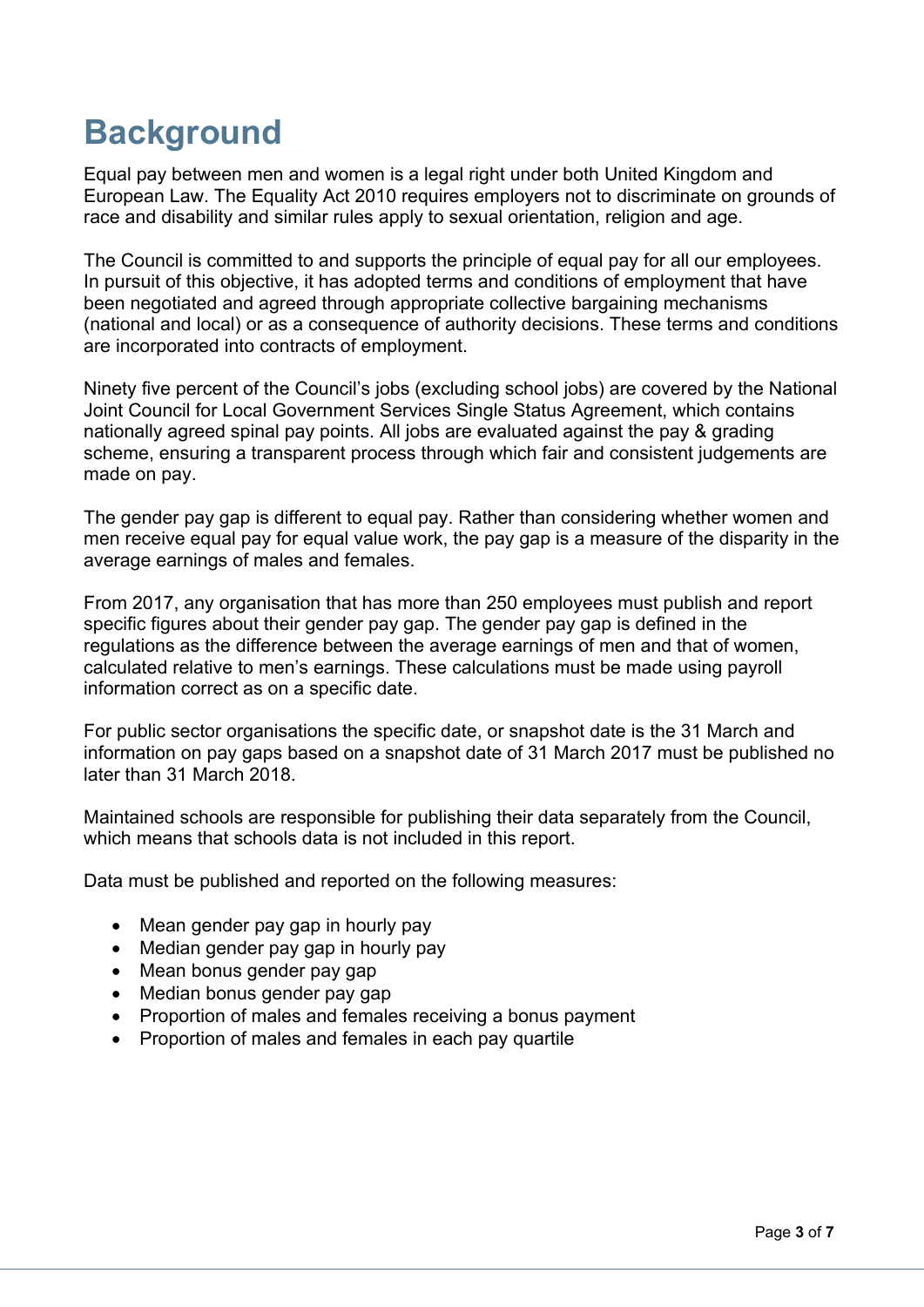# Background

Equal pay between men and women is a legal right under both United Kingdom and European Law. The Equality Act 2010 requires employers not to discriminate on grounds of race and disability and similar rules apply to sexual orientation, religion and age.

The Council is committed to and supports the principle of equal pay for all our employees. In pursuit of this objective, it has adopted terms and conditions of employment that have been negotiated and agreed through appropriate collective bargaining mechanisms (national and local) or as a consequence of authority decisions. These terms and conditions are incorporated into contracts of employment.

Ninety five percent of the Council's jobs (excluding school jobs) are covered by the National Joint Council for Local Government Services Single Status Agreement, which contains nationally agreed spinal pay points. All jobs are evaluated against the pay & grading scheme, ensuring a transparent process through which fair and consistent judgements are made on pay.

The gender pay gap is different to equal pay. Rather than considering whether women and men receive equal pay for equal value work, the pay gap is a measure of the disparity in the average earnings of males and females.

From 2017, any organisation that has more than 250 employees must publish and report specific figures about their gender pay gap. The gender pay gap is defined in the regulations as the difference between the average earnings of men and that of women, calculated relative to men's earnings. These calculations must be made using payroll information correct as on a specific date.

For public sector organisations the specific date, or snapshot date is the 31 March and information on pay gaps based on a snapshot date of 31 March 2017 must be published no later than 31 March 2018.

Maintained schools are responsible for publishing their data separately from the Council, which means that schools data is not included in this report.

Data must be published and reported on the following measures:

- Mean gender pay gap in hourly pay
- Median gender pay gap in hourly pay
- Mean bonus gender pay gap
- Median bonus gender pay gap
- Proportion of males and females receiving a bonus payment
- Proportion of males and females in each pay quartile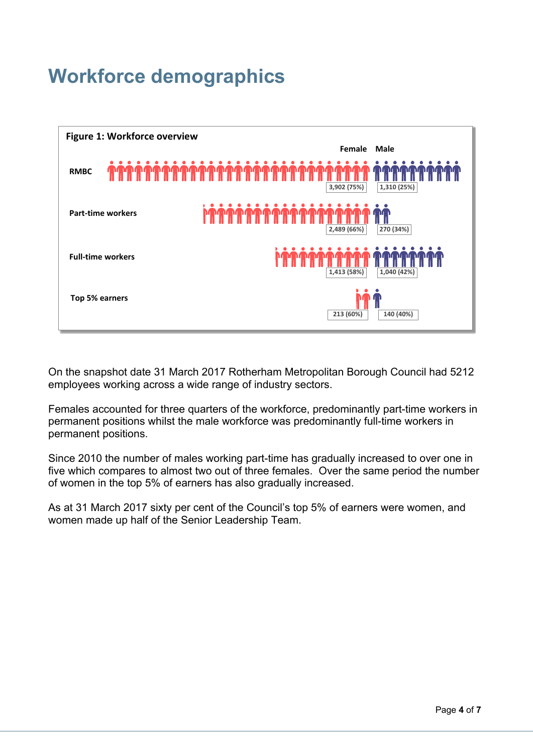# Workforce demographics

**Figure 1: Workforce overview**

| | Female | Male |
|---|---|---|
| RMBC | 3,902 (75%) | 1,310 (25%) |
| Part-time workers | 2,489 (66%) | 270 (34%) |
| Full-time workers | 1,413 (58%) | 1,040 (42%) |
| Top 5% earners | 213 (60%) | 140 (40%) |

On the snapshot date 31 March 2017 Rotherham Metropolitan Borough Council had 5212 employees working across a wide range of industry sectors.

Females accounted for three quarters of the workforce, predominantly part-time workers in permanent positions whilst the male workforce was predominantly full-time workers in permanent positions.

Since 2010 the number of males working part-time has gradually increased to over one in five which compares to almost two out of three females. Over the same period the number of women in the top 5% of earners has also gradually increased.

As at 31 March 2017 sixty per cent of the Council's top 5% of earners were women, and women made up half of the Senior Leadership Team.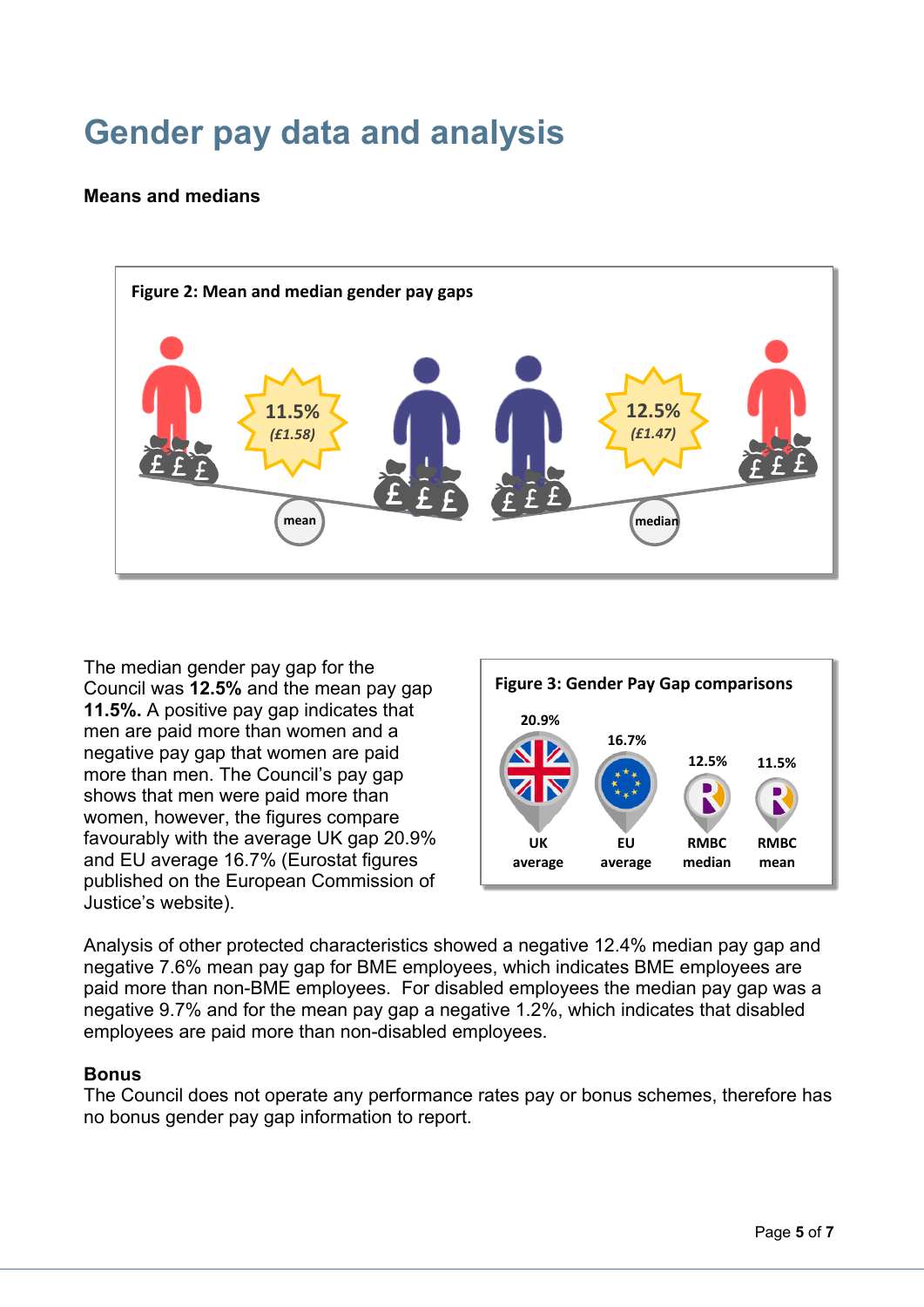# Gender pay data and analysis

**Means and medians**

**Figure 2: Mean and median gender pay gaps**

11.5% (£1.58) mean

12.5% (£1.47) median

The median gender pay gap for the Council was **12.5%** and the mean pay gap **11.5%.** A positive pay gap indicates that men are paid more than women and a negative pay gap that women are paid more than men. The Council's pay gap shows that men were paid more than women, however, the figures compare favourably with the average UK gap 20.9% and EU average 16.7% (Eurostat figures published on the European Commission of Justice's website).

**Figure 3: Gender Pay Gap comparisons**

| UK average | EU average | RMBC median | RMBC mean |
|---|---|---|---|
| 20.9% | 16.7% | 12.5% | 11.5% |

Analysis of other protected characteristics showed a negative 12.4% median pay gap and negative 7.6% mean pay gap for BME employees, which indicates BME employees are paid more than non-BME employees. For disabled employees the median pay gap was a negative 9.7% and for the mean pay gap a negative 1.2%, which indicates that disabled employees are paid more than non-disabled employees.

**Bonus**

The Council does not operate any performance rates pay or bonus schemes, therefore has no bonus gender pay gap information to report.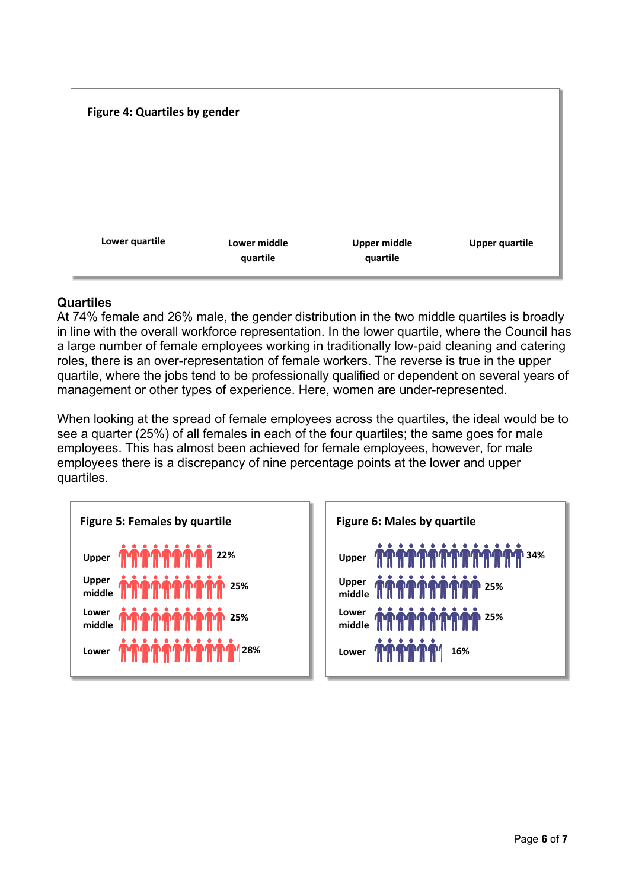**Figure 4: Quartiles by gender**

Lower quartile | Lower middle quartile | Upper middle quartile | Upper quartile

## Quartiles

At 74% female and 26% male, the gender distribution in the two middle quartiles is broadly in line with the overall workforce representation. In the lower quartile, where the Council has a large number of female employees working in traditionally low-paid cleaning and catering roles, there is an over-representation of female workers. The reverse is true in the upper quartile, where the jobs tend to be professionally qualified or dependent on several years of management or other types of experience. Here, women are under-represented.

When looking at the spread of female employees across the quartiles, the ideal would be to see a quarter (25%) of all females in each of the four quartiles; the same goes for male employees. This has almost been achieved for female employees, however, for male employees there is a discrepancy of nine percentage points at the lower and upper quartiles.

**Figure 5: Females by quartile**

| Quartile | Females |
| --- | --- |
| Upper | 22% |
| Upper middle | 25% |
| Lower middle | 25% |
| Lower | 28% |

**Figure 6: Males by quartile**

| Quartile | Males |
| --- | --- |
| Upper | 34% |
| Upper middle | 25% |
| Lower middle | 25% |
| Lower | 16% |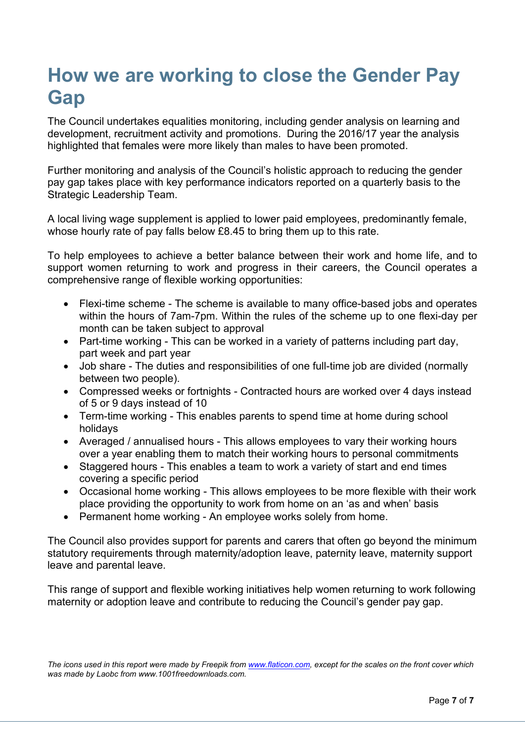# How we are working to close the Gender Pay Gap

The Council undertakes equalities monitoring, including gender analysis on learning and development, recruitment activity and promotions. During the 2016/17 year the analysis highlighted that females were more likely than males to have been promoted.

Further monitoring and analysis of the Council's holistic approach to reducing the gender pay gap takes place with key performance indicators reported on a quarterly basis to the Strategic Leadership Team.

A local living wage supplement is applied to lower paid employees, predominantly female, whose hourly rate of pay falls below £8.45 to bring them up to this rate.

To help employees to achieve a better balance between their work and home life, and to support women returning to work and progress in their careers, the Council operates a comprehensive range of flexible working opportunities:

- Flexi-time scheme - The scheme is available to many office-based jobs and operates within the hours of 7am-7pm. Within the rules of the scheme up to one flexi-day per month can be taken subject to approval
- Part-time working - This can be worked in a variety of patterns including part day, part week and part year
- Job share - The duties and responsibilities of one full-time job are divided (normally between two people).
- Compressed weeks or fortnights - Contracted hours are worked over 4 days instead of 5 or 9 days instead of 10
- Term-time working - This enables parents to spend time at home during school holidays
- Averaged / annualised hours - This allows employees to vary their working hours over a year enabling them to match their working hours to personal commitments
- Staggered hours - This enables a team to work a variety of start and end times covering a specific period
- Occasional home working - This allows employees to be more flexible with their work place providing the opportunity to work from home on an 'as and when' basis
- Permanent home working - An employee works solely from home.

The Council also provides support for parents and carers that often go beyond the minimum statutory requirements through maternity/adoption leave, paternity leave, maternity support leave and parental leave.

This range of support and flexible working initiatives help women returning to work following maternity or adoption leave and contribute to reducing the Council's gender pay gap.

*The icons used in this report were made by Freepik from [www.flaticon.com](http://www.flaticon.com), except for the scales on the front cover which was made by Laobc from www.1001freedownloads.com.*